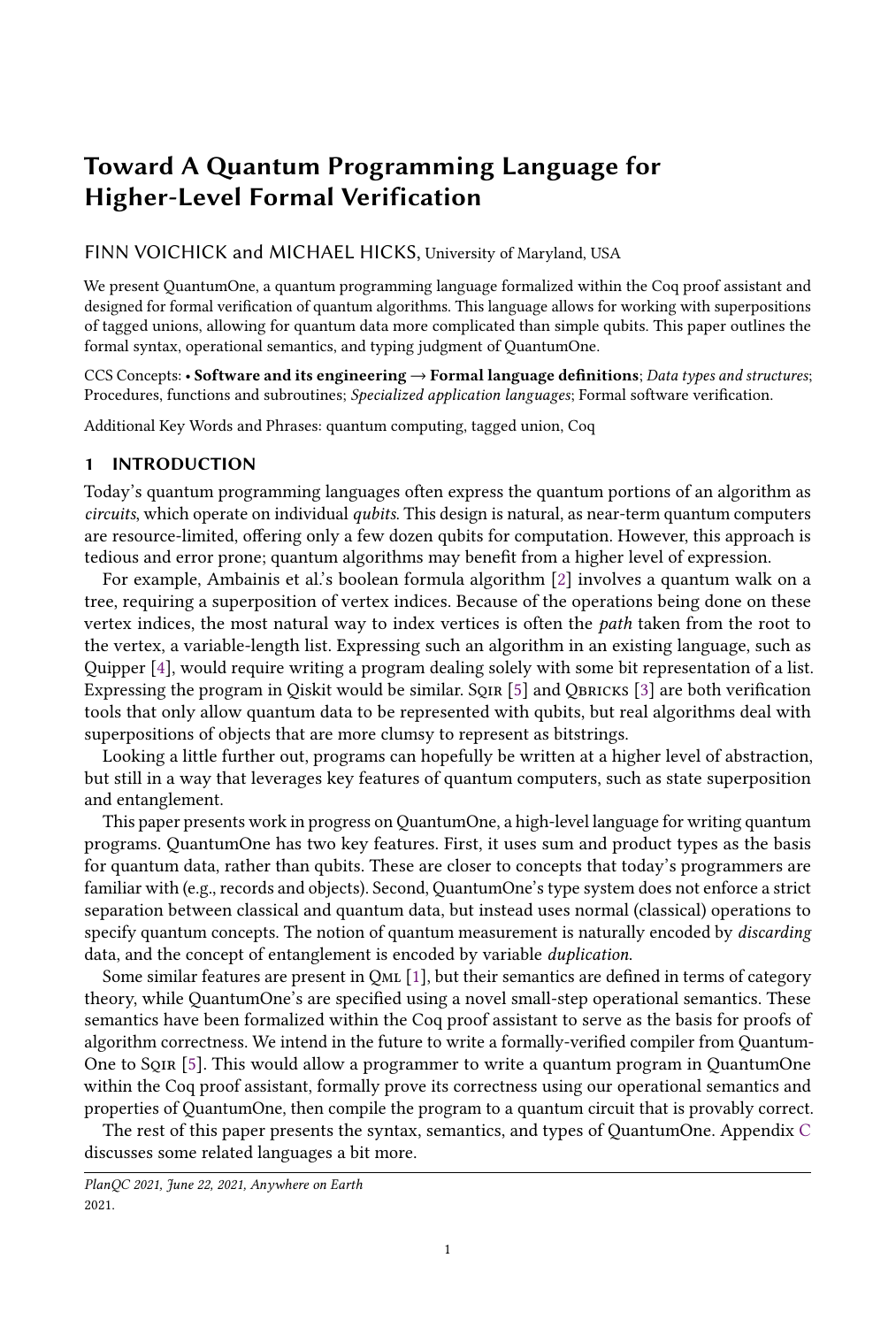# Toward A Quantum Programming Language for Higher-Level Formal Verification

FINN VOICHICK and MICHAEL HICKS, University of Maryland, USA

We present QuantumOne, a quantum programming language formalized within the Coq proof assistant and designed for formal verification of quantum algorithms. This language allows for working with superpositions of tagged unions, allowing for quantum data more complicated than simple qubits. This paper outlines the formal syntax, operational semantics, and typing judgment of QuantumOne.

CCS Concepts: • **Software and its engineering → Formal language definitions**; *Data types and structures*; Procedures, functions and subroutines; *Specialized application languages*; Formal software verification.

Additional Key Words and Phrases: quantum computing, tagged union, Coq

## 1 INTRODUCTION

Today's quantum programming languages often express the quantum portions of an algorithm as *circuits*, which operate on individual *qubits*. This design is natural, as near-term quantum computers are resource-limited, offering only a few dozen qubits for computation. However, this approach is tedious and error prone; quantum algorithms may benefit from a higher level of expression.

For example, Ambainis et al.'s boolean formula algorithm [2] involves a quantum walk on a tree, requiring a superposition of vertex indices. Because of the operations being done on these vertex indices, the most natural way to index vertices is often the *path* taken from the root to the vertex, a variable-length list. Expressing such an algorithm in an existing language, such as Quipper [4], would require writing a program dealing solely with some bit representation of a list. Expressing the program in Qiskit would be similar. Sqir [5] and Qbricks [3] are both verification tools that only allow quantum data to be represented with qubits, but real algorithms deal with superpositions of objects that are more clumsy to represent as bitstrings.

Looking a little further out, programs can hopefully be written at a higher level of abstraction, but still in a way that leverages key features of quantum computers, such as state superposition and entanglement.

This paper presents work in progress on QuantumOne, a high-level language for writing quantum programs. QuantumOne has two key features. First, it uses sum and product types as the basis for quantum data, rather than qubits. These are closer to concepts that today's programmers are familiar with (e.g., records and objects). Second, QuantumOne's type system does not enforce a strict separation between classical and quantum data, but instead uses normal (classical) operations to specify quantum concepts. The notion of quantum measurement is naturally encoded by *discarding* data, and the concept of entanglement is encoded by variable *duplication*.

Some similar features are present in Qml [1], but their semantics are defined in terms of category theory, while QuantumOne's are specified using a novel small-step operational semantics. These semantics have been formalized within the Coq proof assistant to serve as the basis for proofs of algorithm correctness. We intend in the future to write a formally-verified compiler from QuantumOne to Sqir [5]. This would allow a programmer to write a quantum program in QuantumOne within the Coq proof assistant, formally prove its correctness using our operational semantics and properties of QuantumOne, then compile the program to a quantum circuit that is provably correct.

The rest of this paper presents the syntax, semantics, and types of QuantumOne. Appendix C discusses some related languages a bit more.

*PlanQC 2021, June 22, 2021, Anywhere on Earth*
2021.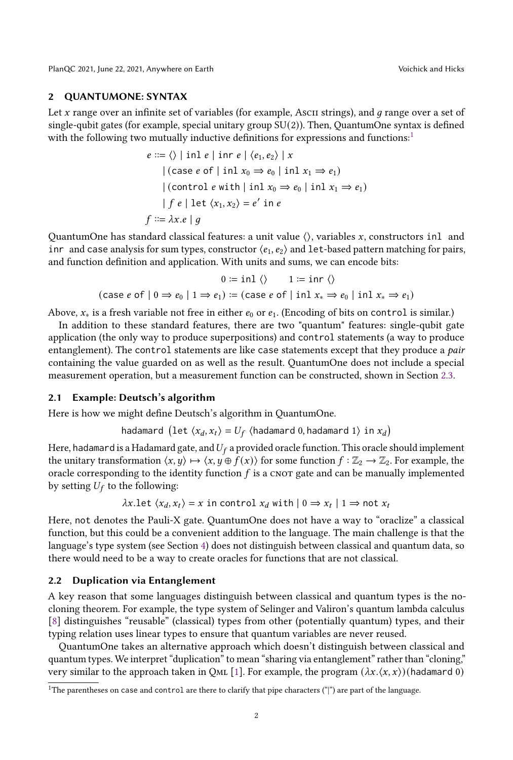## 2 QUANTUMONE: SYNTAX

Let $x$ range over an infinite set of variables (for example, ASCII strings), and $g$ range over a set of single-qubit gates (for example, special unitary group SU(2)). Then, QuantumOne syntax is defined with the following two mutually inductive definitions for expressions and functions:[1]

$$
\begin{aligned}
e ::= {} & \langle\rangle \mid \texttt{inl}\ e \mid \texttt{inr}\ e \mid \langle e_1, e_2\rangle \mid x \\
& \mid (\texttt{case}\ e\ \texttt{of} \mid \texttt{inl}\ x_0 \Rightarrow e_0 \mid \texttt{inl}\ x_1 \Rightarrow e_1) \\
& \mid (\texttt{control}\ e\ \texttt{with} \mid \texttt{inl}\ x_0 \Rightarrow e_0 \mid \texttt{inl}\ x_1 \Rightarrow e_1) \\
& \mid f\ e \mid \texttt{let}\ \langle x_1, x_2\rangle = e'\ \texttt{in}\ e \\
f ::= {} & \lambda x.e \mid g
\end{aligned}
$$

QuantumOne has standard classical features: a unit value $\langle\rangle$, variables $x$, constructors `inl` and `inr` and `case` analysis for sum types, constructor $\langle e_1, e_2\rangle$ and `let`-based pattern matching for pairs, and function definition and application. With units and sums, we can encode bits:

$$
0 \coloneqq \texttt{inl}\ \langle\rangle \qquad 1 \coloneqq \texttt{inr}\ \langle\rangle
$$

$$
(\texttt{case}\ e\ \texttt{of} \mid 0 \Rightarrow e_0 \mid 1 \Rightarrow e_1) \coloneqq (\texttt{case}\ e\ \texttt{of} \mid \texttt{inl}\ x_* \Rightarrow e_0 \mid \texttt{inl}\ x_* \Rightarrow e_1)
$$

Above, $x_*$ is a fresh variable not free in either $e_0$ or $e_1$. (Encoding of bits on `control` is similar.)

In addition to these standard features, there are two "quantum" features: single-qubit gate application (the only way to produce superpositions) and `control` statements (a way to produce entanglement). The `control` statements are like `case` statements except that they produce a *pair* containing the value guarded on as well as the result. QuantumOne does not include a special measurement operation, but a measurement function can be constructed, shown in Section 2.3.

### 2.1 Example: Deutsch's algorithm

Here is how we might define Deutsch's algorithm in QuantumOne.

$$
\mathsf{hadamard}\ \left(\texttt{let}\ \langle x_d, x_t\rangle = U_f\ \langle \mathsf{hadamard}\ 0, \mathsf{hadamard}\ 1\rangle\ \texttt{in}\ x_d\right)
$$

Here, hadamard is a Hadamard gate, and $U_f$ a provided oracle function. This oracle should implement the unitary transformation $\langle x, y\rangle \mapsto \langle x, y \oplus f(x)\rangle$ for some function $f : \mathbb{Z}_2 \to \mathbb{Z}_2$. For example, the oracle corresponding to the identity function $f$ is a CNOT gate and can be manually implemented by setting $U_f$ to the following:

$$
\lambda x.\texttt{let}\ \langle x_d, x_t\rangle = x\ \texttt{in control}\ x_d\ \texttt{with} \mid 0 \Rightarrow x_t \mid 1 \Rightarrow \texttt{not}\ x_t
$$

Here, `not` denotes the Pauli-X gate. QuantumOne does not have a way to "oraclize" a classical function, but this could be a convenient addition to the language. The main challenge is that the language's type system (see Section 4) does not distinguish between classical and quantum data, so there would need to be a way to create oracles for functions that are not classical.

### 2.2 Duplication via Entanglement

A key reason that some languages distinguish between classical and quantum types is the no-cloning theorem. For example, the type system of Selinger and Valiron's quantum lambda calculus [8] distinguishes "reusable" (classical) types from other (potentially quantum) types, and their typing relation uses linear types to ensure that quantum variables are never reused.

QuantumOne takes an alternative approach which doesn't distinguish between classical and quantum types. We interpret "duplication" to mean "sharing via entanglement" rather than "cloning," very similar to the approach taken in QML [1]. For example, the program $(\lambda x.\langle x, x\rangle)(\mathsf{hadamard}\ 0)$

[1] The parentheses on `case` and `control` are there to clarify that pipe characters ("|") are part of the language.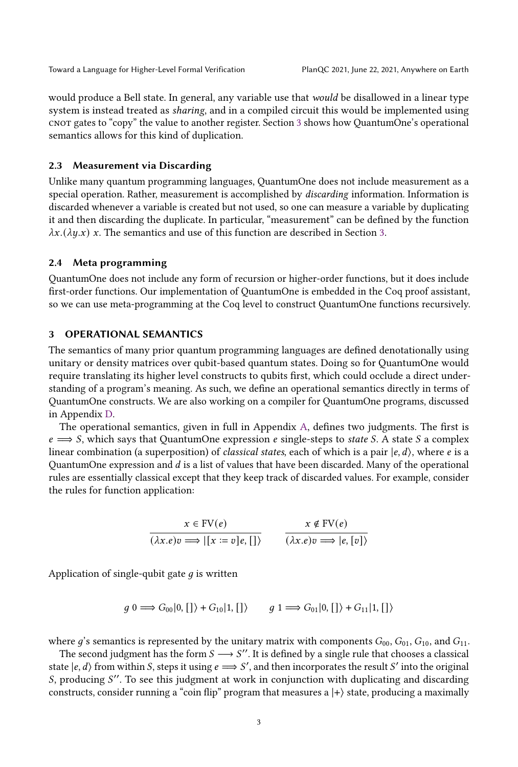would produce a Bell state. In general, any variable use that *would* be disallowed in a linear type system is instead treated as *sharing*, and in a compiled circuit this would be implemented using CNOT gates to "copy" the value to another register. Section 3 shows how QuantumOne's operational semantics allows for this kind of duplication.

### 2.3 Measurement via Discarding

Unlike many quantum programming languages, QuantumOne does not include measurement as a special operation. Rather, measurement is accomplished by *discarding* information. Information is discarded whenever a variable is created but not used, so one can measure a variable by duplicating it and then discarding the duplicate. In particular, "measurement" can be defined by the function $\lambda x.(\lambda y.x)\ x$. The semantics and use of this function are described in Section 3.

### 2.4 Meta programming

QuantumOne does not include any form of recursion or higher-order functions, but it does include first-order functions. Our implementation of QuantumOne is embedded in the Coq proof assistant, so we can use meta-programming at the Coq level to construct QuantumOne functions recursively.

## 3 OPERATIONAL SEMANTICS

The semantics of many prior quantum programming languages are defined denotationally using unitary or density matrices over qubit-based quantum states. Doing so for QuantumOne would require translating its higher level constructs to qubits first, which could occlude a direct understanding of a program's meaning. As such, we define an operational semantics directly in terms of QuantumOne constructs. We are also working on a compiler for QuantumOne programs, discussed in Appendix D.

The operational semantics, given in full in Appendix A, defines two judgments. The first is $e \Longrightarrow S$, which says that QuantumOne expression $e$ single-steps to *state* $S$. A state $S$ a complex linear combination (a superposition) of *classical states*, each of which is a pair $|e, d\rangle$, where $e$ is a QuantumOne expression and $d$ is a list of values that have been discarded. Many of the operational rules are essentially classical except that they keep track of discarded values. For example, consider the rules for function application:

$$\frac{x \in \mathrm{FV}(e)}{(\lambda x.e)v \Longrightarrow |[x := v]e, []\rangle} \qquad \frac{x \notin \mathrm{FV}(e)}{(\lambda x.e)v \Longrightarrow |e, [v]\rangle}$$

Application of single-qubit gate $g$ is written

$$g\ 0 \Longrightarrow G_{00}|0, []\rangle + G_{10}|1, []\rangle \qquad g\ 1 \Longrightarrow G_{01}|0, []\rangle + G_{11}|1, []\rangle$$

where $g$'s semantics is represented by the unitary matrix with components $G_{00}$, $G_{01}$, $G_{10}$, and $G_{11}$.

The second judgment has the form $S \longrightarrow S''$. It is defined by a single rule that chooses a classical state $|e, d\rangle$ from within $S$, steps it using $e \Longrightarrow S'$, and then incorporates the result $S'$ into the original $S$, producing $S''$. To see this judgment at work in conjunction with duplicating and discarding constructs, consider running a "coin flip" program that measures a $|+\rangle$ state, producing a maximally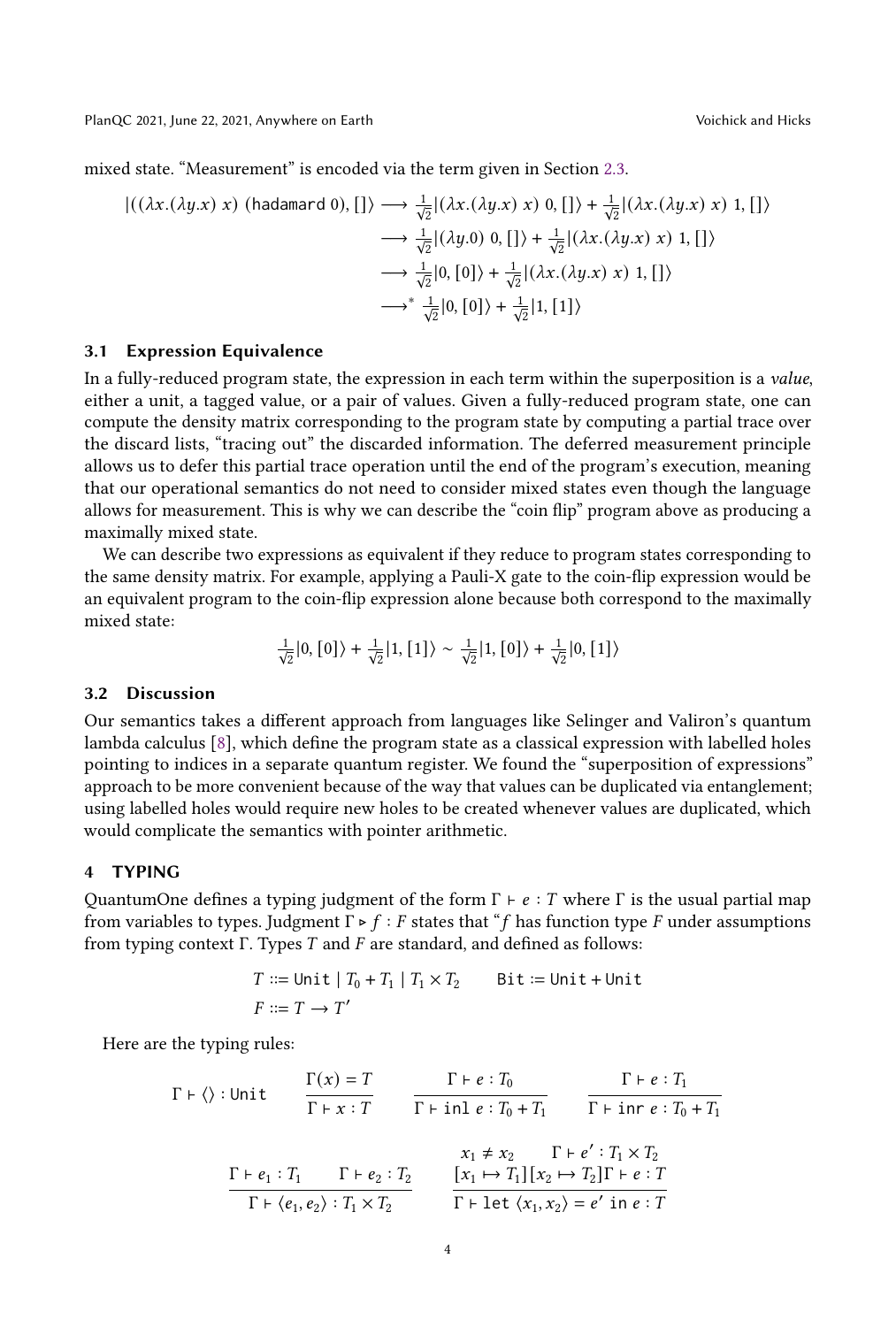mixed state. "Measurement" is encoded via the term given in Section 2.3.

$$
\begin{aligned}
|((\lambda x.(\lambda y.x)\ x)\ (\texttt{hadamard}\ 0), [])\rangle &\longrightarrow \tfrac{1}{\sqrt{2}}|(\lambda x.(\lambda y.x)\ x)\ 0, []\rangle + \tfrac{1}{\sqrt{2}}|(\lambda x.(\lambda y.x)\ x)\ 1, []\rangle \\
&\longrightarrow \tfrac{1}{\sqrt{2}}|(\lambda y.0)\ 0, []\rangle + \tfrac{1}{\sqrt{2}}|(\lambda x.(\lambda y.x)\ x)\ 1, []\rangle \\
&\longrightarrow \tfrac{1}{\sqrt{2}}|0, [0]\rangle + \tfrac{1}{\sqrt{2}}|(\lambda x.(\lambda y.x)\ x)\ 1, []\rangle \\
&\longrightarrow^* \tfrac{1}{\sqrt{2}}|0, [0]\rangle + \tfrac{1}{\sqrt{2}}|1, [1]\rangle
\end{aligned}
$$

### 3.1 Expression Equivalence

In a fully-reduced program state, the expression in each term within the superposition is a *value*, either a unit, a tagged value, or a pair of values. Given a fully-reduced program state, one can compute the density matrix corresponding to the program state by computing a partial trace over the discard lists, "tracing out" the discarded information. The deferred measurement principle allows us to defer this partial trace operation until the end of the program's execution, meaning that our operational semantics do not need to consider mixed states even though the language allows for measurement. This is why we can describe the "coin flip" program above as producing a maximally mixed state.

We can describe two expressions as equivalent if they reduce to program states corresponding to the same density matrix. For example, applying a Pauli-X gate to the coin-flip expression would be an equivalent program to the coin-flip expression alone because both correspond to the maximally mixed state:

$$
\tfrac{1}{\sqrt{2}}|0, [0]\rangle + \tfrac{1}{\sqrt{2}}|1, [1]\rangle \sim \tfrac{1}{\sqrt{2}}|1, [0]\rangle + \tfrac{1}{\sqrt{2}}|0, [1]\rangle
$$

### 3.2 Discussion

Our semantics takes a different approach from languages like Selinger and Valiron's quantum lambda calculus [8], which define the program state as a classical expression with labelled holes pointing to indices in a separate quantum register. We found the "superposition of expressions" approach to be more convenient because of the way that values can be duplicated via entanglement; using labelled holes would require new holes to be created whenever values are duplicated, which would complicate the semantics with pointer arithmetic.

## 4 TYPING

QuantumOne defines a typing judgment of the form $\Gamma \vdash e : T$ where $\Gamma$ is the usual partial map from variables to types. Judgment $\Gamma \triangleright f : F$ states that "$f$ has function type $F$ under assumptions from typing context $\Gamma$. Types $T$ and $F$ are standard, and defined as follows:

$$
\begin{aligned}
T &::= \texttt{Unit} \mid T_0 + T_1 \mid T_1 \times T_2 \qquad \texttt{Bit} := \texttt{Unit} + \texttt{Unit} \\
F &::= T \rightarrow T'
\end{aligned}
$$

Here are the typing rules:

$$
\Gamma \vdash \langle\rangle : \texttt{Unit} \qquad \frac{\Gamma(x) = T}{\Gamma \vdash x : T} \qquad \frac{\Gamma \vdash e : T_0}{\Gamma \vdash \texttt{inl}\ e : T_0 + T_1} \qquad \frac{\Gamma \vdash e : T_1}{\Gamma \vdash \texttt{inr}\ e : T_0 + T_1}
$$

$$
\frac{\Gamma \vdash e_1 : T_1 \qquad \Gamma \vdash e_2 : T_2}{\Gamma \vdash \langle e_1, e_2\rangle : T_1 \times T_2} \qquad \frac{x_1 \neq x_2 \qquad \Gamma \vdash e' : T_1 \times T_2 \qquad [x_1 \mapsto T_1][x_2 \mapsto T_2]\Gamma \vdash e : T}{\Gamma \vdash \texttt{let}\ \langle x_1, x_2\rangle = e'\ \texttt{in}\ e : T}
$$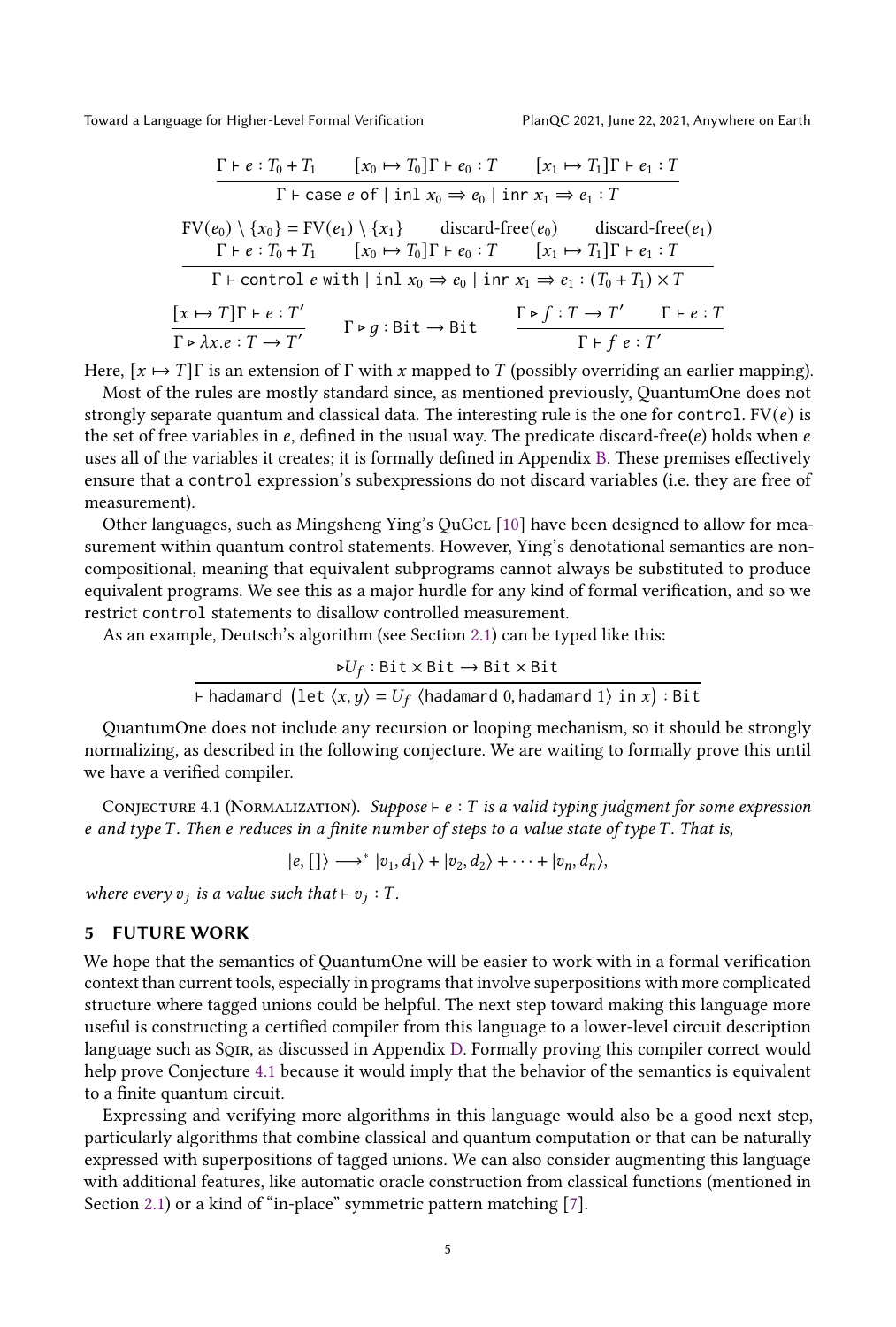$$\frac{\Gamma \vdash e : T_0 + T_1 \qquad [x_0 \mapsto T_0]\Gamma \vdash e_0 : T \qquad [x_1 \mapsto T_1]\Gamma \vdash e_1 : T}{\Gamma \vdash \texttt{case}\ e\ \texttt{of}\ \mid \texttt{inl}\ x_0 \Rightarrow e_0 \mid \texttt{inr}\ x_1 \Rightarrow e_1 : T}$$

$$\frac{\begin{array}{c}\mathrm{FV}(e_0) \setminus \{x_0\} = \mathrm{FV}(e_1) \setminus \{x_1\} \qquad \text{discard-free}(e_0) \qquad \text{discard-free}(e_1) \\ \Gamma \vdash e : T_0 + T_1 \qquad [x_0 \mapsto T_0]\Gamma \vdash e_0 : T \qquad [x_1 \mapsto T_1]\Gamma \vdash e_1 : T\end{array}}{\Gamma \vdash \texttt{control}\ e\ \texttt{with}\ \mid \texttt{inl}\ x_0 \Rightarrow e_0 \mid \texttt{inr}\ x_1 \Rightarrow e_1 : (T_0 + T_1) \times T}$$

$$\frac{[x \mapsto T]\Gamma \vdash e : T'}{\Gamma \triangleright \lambda x.e : T \to T'} \qquad \Gamma \triangleright g : \texttt{Bit} \to \texttt{Bit} \qquad \frac{\Gamma \triangleright f : T \to T' \qquad \Gamma \vdash e : T}{\Gamma \vdash f\ e : T'}$$

Here, $[x \mapsto T]\Gamma$ is an extension of $\Gamma$ with $x$ mapped to $T$ (possibly overriding an earlier mapping).

Most of the rules are mostly standard since, as mentioned previously, QuantumOne does not strongly separate quantum and classical data. The interesting rule is the one for `control`. $\mathrm{FV}(e)$ is the set of free variables in $e$, defined in the usual way. The predicate discard-free($e$) holds when $e$ uses all of the variables it creates; it is formally defined in Appendix B. These premises effectively ensure that a `control` expression's subexpressions do not discard variables (i.e. they are free of measurement).

Other languages, such as Mingsheng Ying's QuGcl [10] have been designed to allow for measurement within quantum control statements. However, Ying's denotational semantics are non-compositional, meaning that equivalent subprograms cannot always be substituted to produce equivalent programs. We see this as a major hurdle for any kind of formal verification, and so we restrict `control` statements to disallow controlled measurement.

As an example, Deutsch's algorithm (see Section 2.1) can be typed like this:

$$\frac{\triangleright U_f : \texttt{Bit} \times \texttt{Bit} \to \texttt{Bit} \times \texttt{Bit}}{\vdash \texttt{hadamard}\ \big(\texttt{let}\ \langle x, y\rangle = U_f\ \langle \texttt{hadamard}\ 0, \texttt{hadamard}\ 1\rangle\ \texttt{in}\ x\big) : \texttt{Bit}}$$

QuantumOne does not include any recursion or looping mechanism, so it should be strongly normalizing, as described in the following conjecture. We are waiting to formally prove this until we have a verified compiler.

Conjecture 4.1 (Normalization). *Suppose $\vdash e : T$ is a valid typing judgment for some expression $e$ and type $T$. Then $e$ reduces in a finite number of steps to a value state of type $T$. That is,*

$$|e, []\rangle \longrightarrow^* |v_1, d_1\rangle + |v_2, d_2\rangle + \cdots + |v_n, d_n\rangle,$$

*where every $v_j$ is a value such that $\vdash v_j : T$.*

## 5 FUTURE WORK

We hope that the semantics of QuantumOne will be easier to work with in a formal verification context than current tools, especially in programs that involve superpositions with more complicated structure where tagged unions could be helpful. The next step toward making this language more useful is constructing a certified compiler from this language to a lower-level circuit description language such as Sqir, as discussed in Appendix D. Formally proving this compiler correct would help prove Conjecture 4.1 because it would imply that the behavior of the semantics is equivalent to a finite quantum circuit.

Expressing and verifying more algorithms in this language would also be a good next step, particularly algorithms that combine classical and quantum computation or that can be naturally expressed with superpositions of tagged unions. We can also consider augmenting this language with additional features, like automatic oracle construction from classical functions (mentioned in Section 2.1) or a kind of "in-place" symmetric pattern matching [7].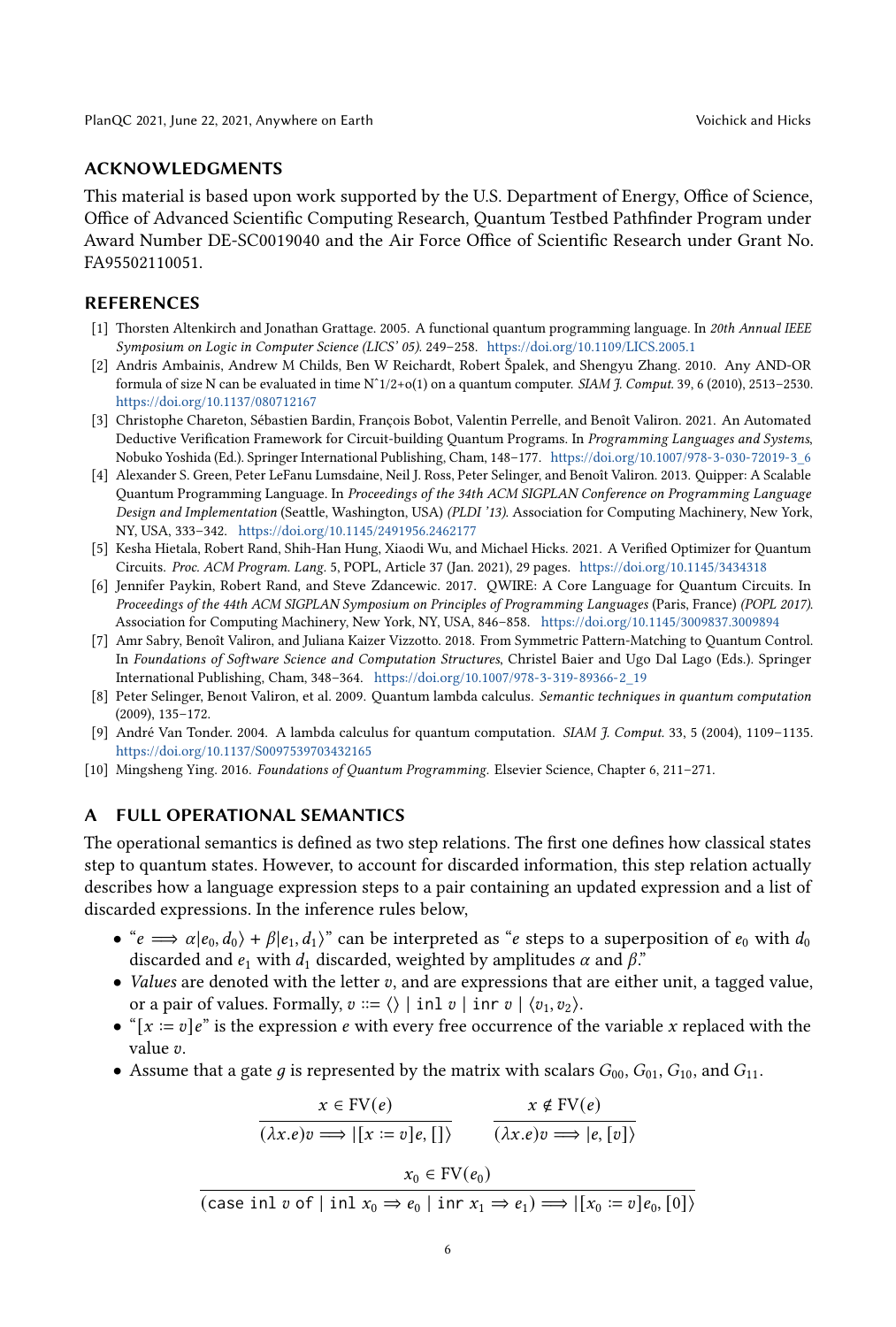## ACKNOWLEDGMENTS

This material is based upon work supported by the U.S. Department of Energy, Office of Science, Office of Advanced Scientific Computing Research, Quantum Testbed Pathfinder Program under Award Number DE-SC0019040 and the Air Force Office of Scientific Research under Grant No. FA95502110051.

## REFERENCES

[1] Thorsten Altenkirch and Jonathan Grattage. 2005. A functional quantum programming language. In *20th Annual IEEE Symposium on Logic in Computer Science (LICS' 05)*. 249–258. https://doi.org/10.1109/LICS.2005.1

[2] Andris Ambainis, Andrew M Childs, Ben W Reichardt, Robert Špalek, and Shengyu Zhang. 2010. Any AND-OR formula of size N can be evaluated in time Nˆ1/2+o(1) on a quantum computer. *SIAM J. Comput.* 39, 6 (2010), 2513–2530. https://doi.org/10.1137/080712167

[3] Christophe Chareton, Sébastien Bardin, François Bobot, Valentin Perrelle, and Benoît Valiron. 2021. An Automated Deductive Verification Framework for Circuit-building Quantum Programs. In *Programming Languages and Systems*, Nobuko Yoshida (Ed.). Springer International Publishing, Cham, 148–177. https://doi.org/10.1007/978-3-030-72019-3_6

[4] Alexander S. Green, Peter LeFanu Lumsdaine, Neil J. Ross, Peter Selinger, and Benoît Valiron. 2013. Quipper: A Scalable Quantum Programming Language. In *Proceedings of the 34th ACM SIGPLAN Conference on Programming Language Design and Implementation* (Seattle, Washington, USA) *(PLDI '13)*. Association for Computing Machinery, New York, NY, USA, 333–342. https://doi.org/10.1145/2491956.2462177

[5] Kesha Hietala, Robert Rand, Shih-Han Hung, Xiaodi Wu, and Michael Hicks. 2021. A Verified Optimizer for Quantum Circuits. *Proc. ACM Program. Lang.* 5, POPL, Article 37 (Jan. 2021), 29 pages. https://doi.org/10.1145/3434318

[6] Jennifer Paykin, Robert Rand, and Steve Zdancewic. 2017. QWIRE: A Core Language for Quantum Circuits. In *Proceedings of the 44th ACM SIGPLAN Symposium on Principles of Programming Languages* (Paris, France) *(POPL 2017)*. Association for Computing Machinery, New York, NY, USA, 846–858. https://doi.org/10.1145/3009837.3009894

[7] Amr Sabry, Benoît Valiron, and Juliana Kaizer Vizzotto. 2018. From Symmetric Pattern-Matching to Quantum Control. In *Foundations of Software Science and Computation Structures*, Christel Baier and Ugo Dal Lago (Eds.). Springer International Publishing, Cham, 348–364. https://doi.org/10.1007/978-3-319-89366-2_19

[8] Peter Selinger, Benoıt Valiron, et al. 2009. Quantum lambda calculus. *Semantic techniques in quantum computation* (2009), 135–172.

[9] André Van Tonder. 2004. A lambda calculus for quantum computation. *SIAM J. Comput.* 33, 5 (2004), 1109–1135. https://doi.org/10.1137/S0097539703432165

[10] Mingsheng Ying. 2016. *Foundations of Quantum Programming*. Elsevier Science, Chapter 6, 211–271.

## A FULL OPERATIONAL SEMANTICS

The operational semantics is defined as two step relations. The first one defines how classical states step to quantum states. However, to account for discarded information, this step relation actually describes how a language expression steps to a pair containing an updated expression and a list of discarded expressions. In the inference rules below,

- "$e \Longrightarrow \alpha|e_0, d_0\rangle + \beta|e_1, d_1\rangle$" can be interpreted as "$e$ steps to a superposition of $e_0$ with $d_0$ discarded and $e_1$ with $d_1$ discarded, weighted by amplitudes $\alpha$ and $\beta$."
- *Values* are denoted with the letter $v$, and are expressions that are either unit, a tagged value, or a pair of values. Formally, $v ::= \langle\rangle \mid \texttt{inl}\ v \mid \texttt{inr}\ v \mid \langle v_1, v_2\rangle$.
- "$[x := v]e$" is the expression $e$ with every free occurrence of the variable $x$ replaced with the value $v$.
- Assume that a gate $g$ is represented by the matrix with scalars $G_{00}$, $G_{01}$, $G_{10}$, and $G_{11}$.

$$\frac{x \in \mathrm{FV}(e)}{(\lambda x.e)v \Longrightarrow |[x := v]e, []\rangle} \qquad \frac{x \notin \mathrm{FV}(e)}{(\lambda x.e)v \Longrightarrow |e, [v]\rangle}$$

$$\frac{x_0 \in \mathrm{FV}(e_0)}{(\texttt{case inl}\ v\ \texttt{of}\ \mid \texttt{inl}\ x_0 \Rightarrow e_0 \mid \texttt{inr}\ x_1 \Rightarrow e_1) \Longrightarrow |[x_0 := v]e_0, [0]\rangle}$$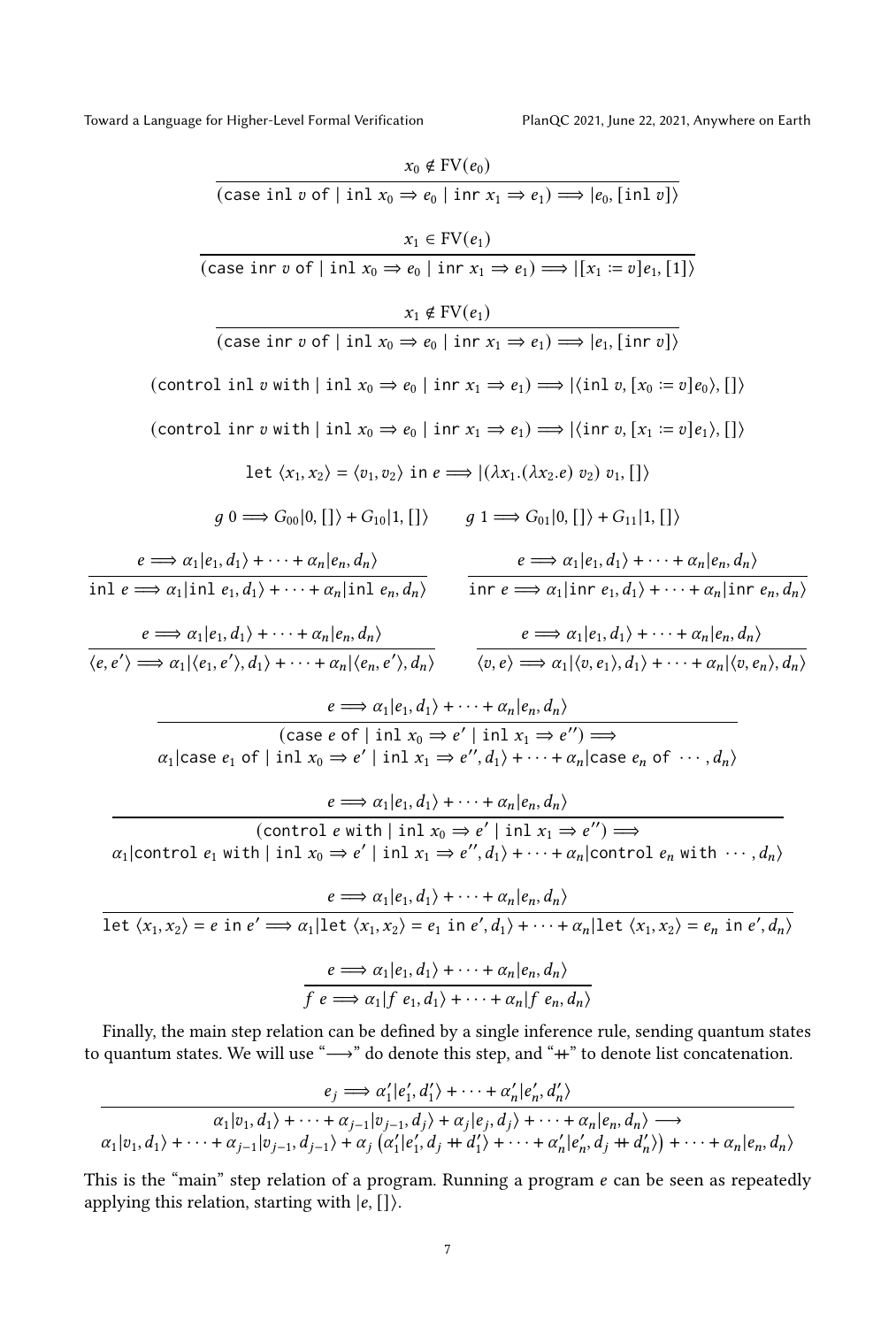$$\frac{x_0 \notin \mathrm{FV}(e_0)}{(\texttt{case inl } v \texttt{ of } \mid \texttt{inl } x_0 \Rightarrow e_0 \mid \texttt{inr } x_1 \Rightarrow e_1) \Longrightarrow |e_0, [\texttt{inl } v]\rangle}$$

$$\frac{x_1 \in \mathrm{FV}(e_1)}{(\texttt{case inr } v \texttt{ of } \mid \texttt{inl } x_0 \Rightarrow e_0 \mid \texttt{inr } x_1 \Rightarrow e_1) \Longrightarrow |[x_1 := v]e_1, [1]\rangle}$$

$$\frac{x_1 \notin \mathrm{FV}(e_1)}{(\texttt{case inr } v \texttt{ of } \mid \texttt{inl } x_0 \Rightarrow e_0 \mid \texttt{inr } x_1 \Rightarrow e_1) \Longrightarrow |e_1, [\texttt{inr } v]\rangle}$$

$$(\texttt{control inl } v \texttt{ with } \mid \texttt{inl } x_0 \Rightarrow e_0 \mid \texttt{inr } x_1 \Rightarrow e_1) \Longrightarrow |\langle \texttt{inl } v, [x_0 := v]e_0\rangle, []\rangle$$

$$(\texttt{control inr } v \texttt{ with } \mid \texttt{inl } x_0 \Rightarrow e_0 \mid \texttt{inr } x_1 \Rightarrow e_1) \Longrightarrow |\langle \texttt{inr } v, [x_1 := v]e_1\rangle, []\rangle$$

$$\texttt{let } \langle x_1, x_2\rangle = \langle v_1, v_2\rangle \texttt{ in } e \Longrightarrow |(\lambda x_1.(\lambda x_2.e)\ v_2)\ v_1, []\rangle$$

$$g\ 0 \Longrightarrow G_{00}|0, []\rangle + G_{10}|1, []\rangle \qquad g\ 1 \Longrightarrow G_{01}|0, []\rangle + G_{11}|1, []\rangle$$

$$\frac{e \Longrightarrow \alpha_1|e_1, d_1\rangle + \cdots + \alpha_n|e_n, d_n\rangle}{\texttt{inl } e \Longrightarrow \alpha_1|\texttt{inl } e_1, d_1\rangle + \cdots + \alpha_n|\texttt{inl } e_n, d_n\rangle} \qquad \frac{e \Longrightarrow \alpha_1|e_1, d_1\rangle + \cdots + \alpha_n|e_n, d_n\rangle}{\texttt{inr } e \Longrightarrow \alpha_1|\texttt{inr } e_1, d_1\rangle + \cdots + \alpha_n|\texttt{inr } e_n, d_n\rangle}$$

$$\frac{e \Longrightarrow \alpha_1|e_1, d_1\rangle + \cdots + \alpha_n|e_n, d_n\rangle}{\langle e, e'\rangle \Longrightarrow \alpha_1|\langle e_1, e'\rangle, d_1\rangle + \cdots + \alpha_n|\langle e_n, e'\rangle, d_n\rangle} \qquad \frac{e \Longrightarrow \alpha_1|e_1, d_1\rangle + \cdots + \alpha_n|e_n, d_n\rangle}{\langle v, e\rangle \Longrightarrow \alpha_1|\langle v, e_1\rangle, d_1\rangle + \cdots + \alpha_n|\langle v, e_n\rangle, d_n\rangle}$$

$$\frac{e \Longrightarrow \alpha_1|e_1, d_1\rangle + \cdots + \alpha_n|e_n, d_n\rangle}{\begin{array}{c}(\texttt{case } e \texttt{ of } \mid \texttt{inl } x_0 \Rightarrow e' \mid \texttt{inl } x_1 \Rightarrow e'') \Longrightarrow \\ \alpha_1|\texttt{case } e_1 \texttt{ of } \mid \texttt{inl } x_0 \Rightarrow e' \mid \texttt{inl } x_1 \Rightarrow e'', d_1\rangle + \cdots + \alpha_n|\texttt{case } e_n \texttt{ of } \cdots, d_n\rangle\end{array}}$$

$$\frac{e \Longrightarrow \alpha_1|e_1, d_1\rangle + \cdots + \alpha_n|e_n, d_n\rangle}{\begin{array}{c}(\texttt{control } e \texttt{ with } \mid \texttt{inl } x_0 \Rightarrow e' \mid \texttt{inl } x_1 \Rightarrow e'') \Longrightarrow \\ \alpha_1|\texttt{control } e_1 \texttt{ with } \mid \texttt{inl } x_0 \Rightarrow e' \mid \texttt{inl } x_1 \Rightarrow e'', d_1\rangle + \cdots + \alpha_n|\texttt{control } e_n \texttt{ with } \cdots, d_n\rangle\end{array}}$$

$$\frac{e \Longrightarrow \alpha_1|e_1, d_1\rangle + \cdots + \alpha_n|e_n, d_n\rangle}{\texttt{let } \langle x_1, x_2\rangle = e \texttt{ in } e' \Longrightarrow \alpha_1|\texttt{let } \langle x_1, x_2\rangle = e_1 \texttt{ in } e', d_1\rangle + \cdots + \alpha_n|\texttt{let } \langle x_1, x_2\rangle = e_n \texttt{ in } e', d_n\rangle}$$

$$\frac{e \Longrightarrow \alpha_1|e_1, d_1\rangle + \cdots + \alpha_n|e_n, d_n\rangle}{f\ e \Longrightarrow \alpha_1|f\ e_1, d_1\rangle + \cdots + \alpha_n|f\ e_n, d_n\rangle}$$

Finally, the main step relation can be defined by a single inference rule, sending quantum states to quantum states. We will use "$\longrightarrow$" do denote this step, and "$+\!\!+$" to denote list concatenation.

$$\frac{e_j \Longrightarrow \alpha_1'|e_1', d_1'\rangle + \cdots + \alpha_n'|e_n', d_n'\rangle}{\begin{array}{c}\alpha_1|v_1, d_1\rangle + \cdots + \alpha_{j-1}|v_{j-1}, d_j\rangle + \alpha_j|e_j, d_j\rangle + \cdots + \alpha_n|e_n, d_n\rangle \longrightarrow \\ \alpha_1|v_1, d_1\rangle + \cdots + \alpha_{j-1}|v_{j-1}, d_{j-1}\rangle + \alpha_j\left(\alpha_1'|e_1', d_j +\!\!+ d_1'\rangle + \cdots + \alpha_n'|e_n', d_j +\!\!+ d_n'\rangle\right) + \cdots + \alpha_n|e_n, d_n\rangle\end{array}}$$

This is the "main" step relation of a program. Running a program $e$ can be seen as repeatedly applying this relation, starting with $|e, []\rangle$.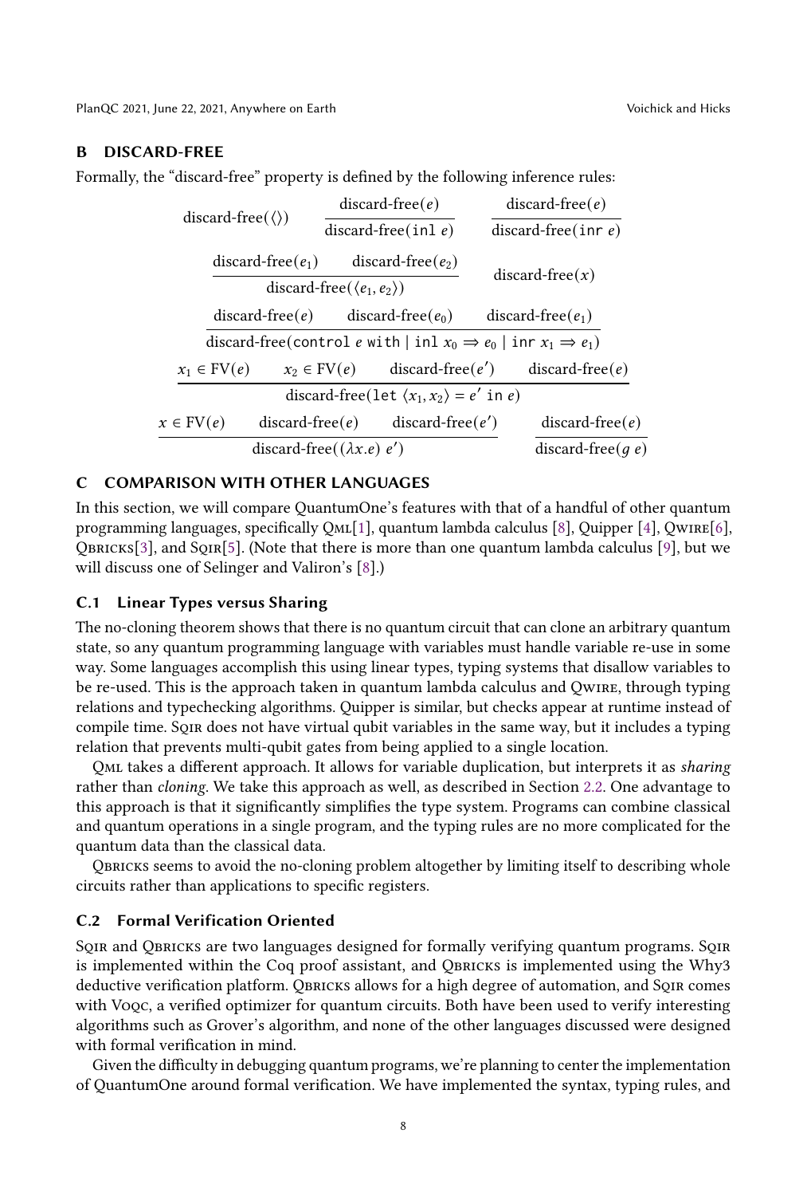## B DISCARD-FREE

Formally, the "discard-free" property is defined by the following inference rules:

$$\text{discard-free}(\langle\rangle) \qquad \frac{\text{discard-free}(e)}{\text{discard-free}(\texttt{inl } e)} \qquad \frac{\text{discard-free}(e)}{\text{discard-free}(\texttt{inr } e)}$$

$$\frac{\text{discard-free}(e_1) \qquad \text{discard-free}(e_2)}{\text{discard-free}(\langle e_1, e_2\rangle)} \qquad \text{discard-free}(x)$$

$$\frac{\text{discard-free}(e) \qquad \text{discard-free}(e_0) \qquad \text{discard-free}(e_1)}{\text{discard-free}(\texttt{control } e \texttt{ with } \mid \texttt{inl } x_0 \Rightarrow e_0 \mid \texttt{inr } x_1 \Rightarrow e_1)}$$

$$\frac{x_1 \in \text{FV}(e) \qquad x_2 \in \text{FV}(e) \qquad \text{discard-free}(e') \qquad \text{discard-free}(e)}{\text{discard-free}(\texttt{let } \langle x_1, x_2\rangle = e' \texttt{ in } e)}$$

$$\frac{x \in \text{FV}(e) \qquad \text{discard-free}(e) \qquad \text{discard-free}(e')}{\text{discard-free}((\lambda x.e)\ e')} \qquad \frac{\text{discard-free}(e)}{\text{discard-free}(g\ e)}$$

## C COMPARISON WITH OTHER LANGUAGES

In this section, we will compare QuantumOne's features with that of a handful of other quantum programming languages, specifically QML[1], quantum lambda calculus [8], Quipper [4], QWIRE[6], QBRICKS[3], and SQIR[5]. (Note that there is more than one quantum lambda calculus [9], but we will discuss one of Selinger and Valiron's [8].)

### C.1 Linear Types versus Sharing

The no-cloning theorem shows that there is no quantum circuit that can clone an arbitrary quantum state, so any quantum programming language with variables must handle variable re-use in some way. Some languages accomplish this using linear types, typing systems that disallow variables to be re-used. This is the approach taken in quantum lambda calculus and QWIRE, through typing relations and typechecking algorithms. Quipper is similar, but checks appear at runtime instead of compile time. SQIR does not have virtual qubit variables in the same way, but it includes a typing relation that prevents multi-qubit gates from being applied to a single location.

QML takes a different approach. It allows for variable duplication, but interprets it as *sharing* rather than *cloning*. We take this approach as well, as described in Section 2.2. One advantage to this approach is that it significantly simplifies the type system. Programs can combine classical and quantum operations in a single program, and the typing rules are no more complicated for the quantum data than the classical data.

QBRICKS seems to avoid the no-cloning problem altogether by limiting itself to describing whole circuits rather than applications to specific registers.

### C.2 Formal Verification Oriented

SQIR and QBRICKS are two languages designed for formally verifying quantum programs. SQIR is implemented within the Coq proof assistant, and QBRICKS is implemented using the Why3 deductive verification platform. QBRICKS allows for a high degree of automation, and SQIR comes with VOQC, a verified optimizer for quantum circuits. Both have been used to verify interesting algorithms such as Grover's algorithm, and none of the other languages discussed were designed with formal verification in mind.

Given the difficulty in debugging quantum programs, we're planning to center the implementation of QuantumOne around formal verification. We have implemented the syntax, typing rules, and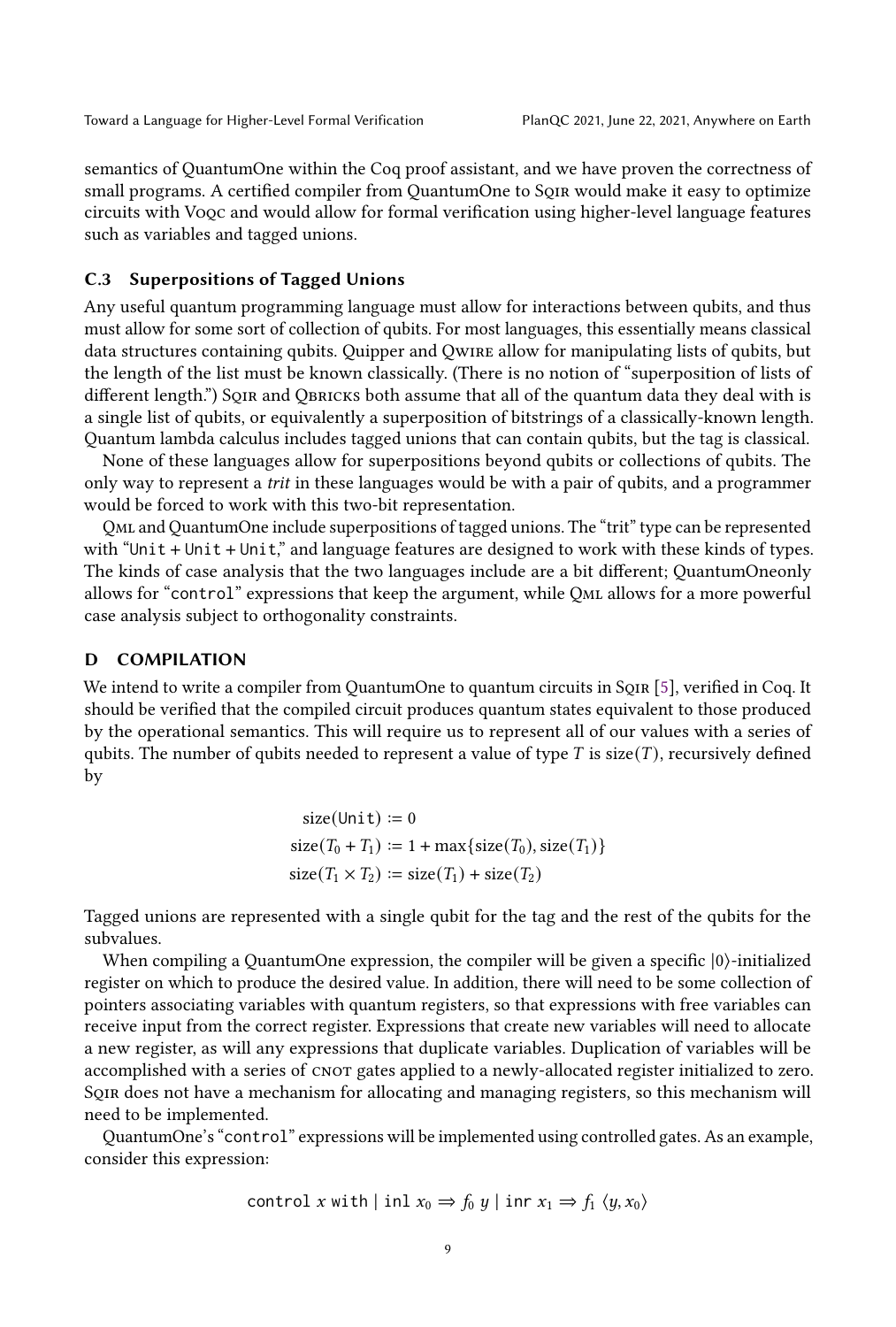semantics of QuantumOne within the Coq proof assistant, and we have proven the correctness of small programs. A certified compiler from QuantumOne to SQIR would make it easy to optimize circuits with VOQC and would allow for formal verification using higher-level language features such as variables and tagged unions.

### C.3 Superpositions of Tagged Unions

Any useful quantum programming language must allow for interactions between qubits, and thus must allow for some sort of collection of qubits. For most languages, this essentially means classical data structures containing qubits. Quipper and QWIRE allow for manipulating lists of qubits, but the length of the list must be known classically. (There is no notion of "superposition of lists of different length.") SQIR and QBRICKS both assume that all of the quantum data they deal with is a single list of qubits, or equivalently a superposition of bitstrings of a classically-known length. Quantum lambda calculus includes tagged unions that can contain qubits, but the tag is classical.

None of these languages allow for superpositions beyond qubits or collections of qubits. The only way to represent a *trit* in these languages would be with a pair of qubits, and a programmer would be forced to work with this two-bit representation.

QML and QuantumOne include superpositions of tagged unions. The "trit" type can be represented with "`Unit + Unit + Unit`," and language features are designed to work with these kinds of types. The kinds of case analysis that the two languages include are a bit different; QuantumOneonly allows for "`control`" expressions that keep the argument, while QML allows for a more powerful case analysis subject to orthogonality constraints.

## D COMPILATION

We intend to write a compiler from QuantumOne to quantum circuits in SQIR [5], verified in Coq. It should be verified that the compiled circuit produces quantum states equivalent to those produced by the operational semantics. This will require us to represent all of our values with a series of qubits. The number of qubits needed to represent a value of type $T$ is $\text{size}(T)$, recursively defined by

$$
\begin{aligned}
\text{size}(\texttt{Unit}) &:= 0 \\
\text{size}(T_0 + T_1) &:= 1 + \max\{\text{size}(T_0), \text{size}(T_1)\} \\
\text{size}(T_1 \times T_2) &:= \text{size}(T_1) + \text{size}(T_2)
\end{aligned}
$$

Tagged unions are represented with a single qubit for the tag and the rest of the qubits for the subvalues.

When compiling a QuantumOne expression, the compiler will be given a specific $|0\rangle$-initialized register on which to produce the desired value. In addition, there will need to be some collection of pointers associating variables with quantum registers, so that expressions with free variables can receive input from the correct register. Expressions that create new variables will need to allocate a new register, as will any expressions that duplicate variables. Duplication of variables will be accomplished with a series of CNOT gates applied to a newly-allocated register initialized to zero. SQIR does not have a mechanism for allocating and managing registers, so this mechanism will need to be implemented.

QuantumOne's "`control`" expressions will be implemented using controlled gates. As an example, consider this expression:

$$\texttt{control } x \texttt{ with } | \texttt{ inl } x_0 \Rightarrow f_0 \; y \; | \texttt{ inr } x_1 \Rightarrow f_1 \; \langle y, x_0 \rangle$$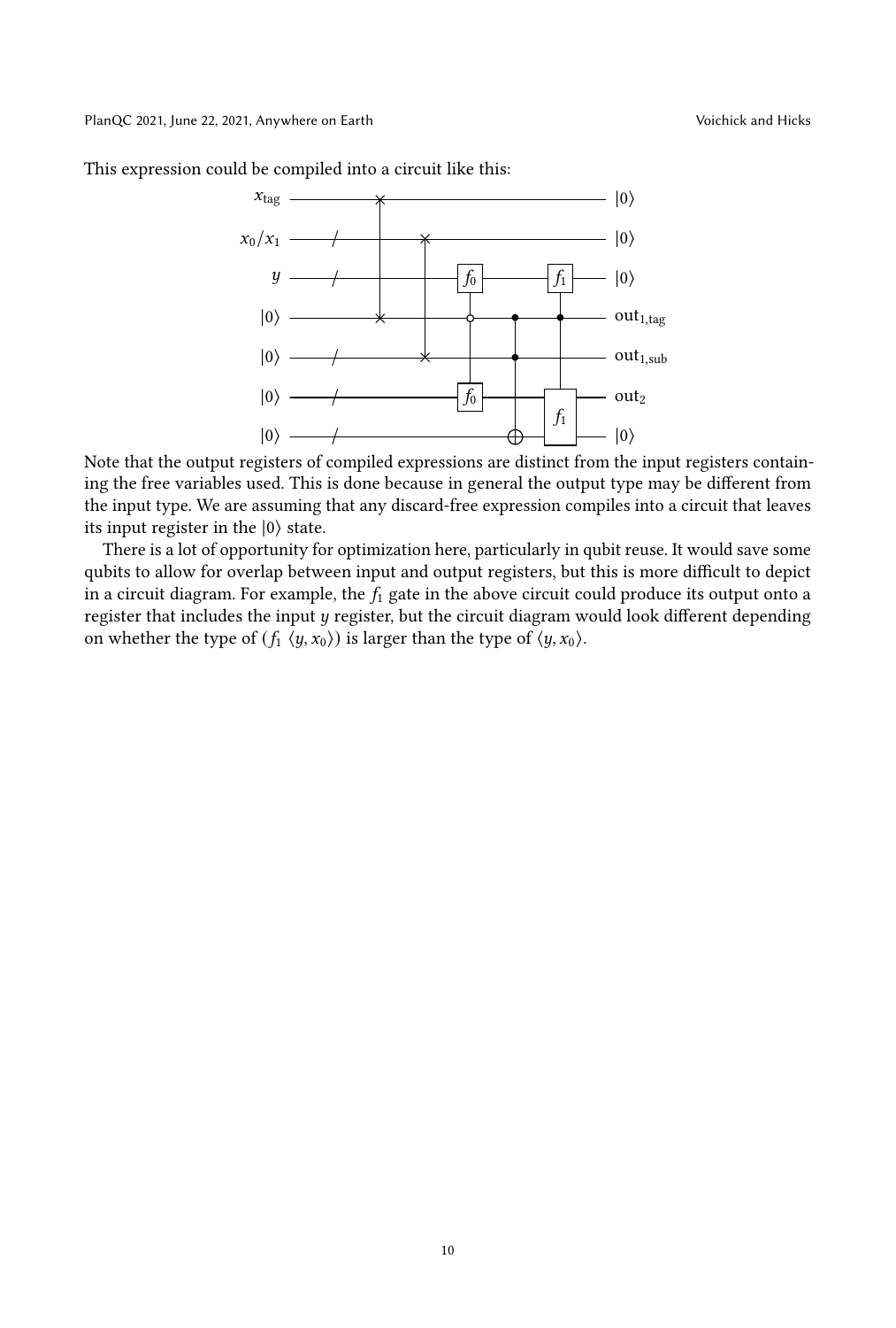This expression could be compiled into a circuit like this:

$x_{\text{tag}}$ $|0\rangle$

$x_0/x_1$ $|0\rangle$

$y$ $f_0$ $f_1$ $|0\rangle$

$|0\rangle$ $\text{out}_{1,\text{tag}}$

$|0\rangle$ $\text{out}_{1,\text{sub}}$

$|0\rangle$ $f_0$ $\text{out}_2$

$|0\rangle$ $f_1$ $|0\rangle$

Note that the output registers of compiled expressions are distinct from the input registers containing the free variables used. This is done because in general the output type may be different from the input type. We are assuming that any discard-free expression compiles into a circuit that leaves its input register in the $|0\rangle$ state.

There is a lot of opportunity for optimization here, particularly in qubit reuse. It would save some qubits to allow for overlap between input and output registers, but this is more difficult to depict in a circuit diagram. For example, the $f_1$ gate in the above circuit could produce its output onto a register that includes the input $y$ register, but the circuit diagram would look different depending on whether the type of $(f_1\ \langle y, x_0\rangle)$ is larger than the type of $\langle y, x_0\rangle$.